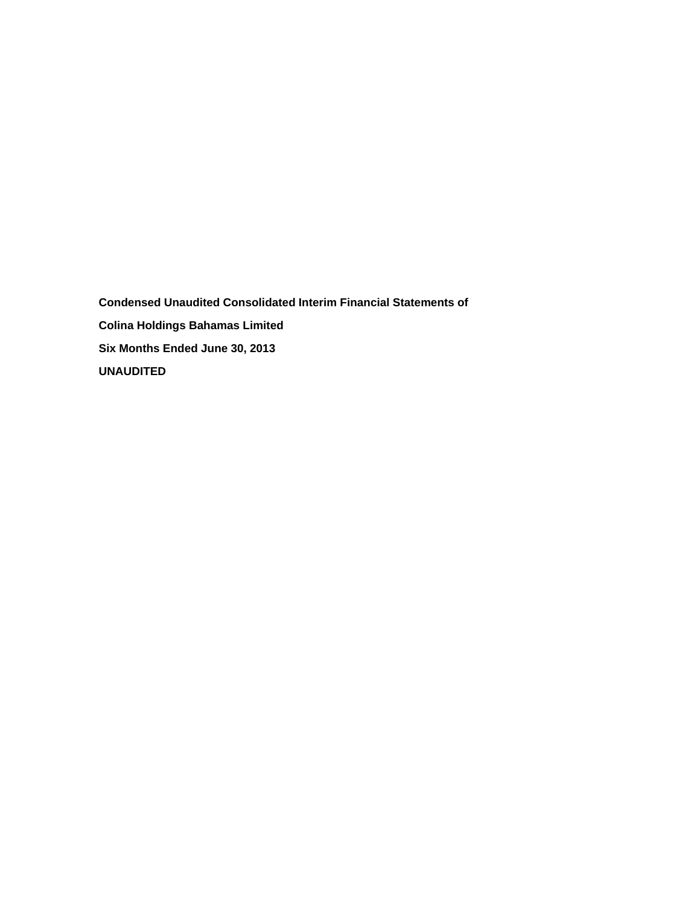**Condensed Unaudited Consolidated Interim Financial Statements of**

**Colina Holdings Bahamas Limited**

**Six Months Ended June 30, 2013**

**UNAUDITED**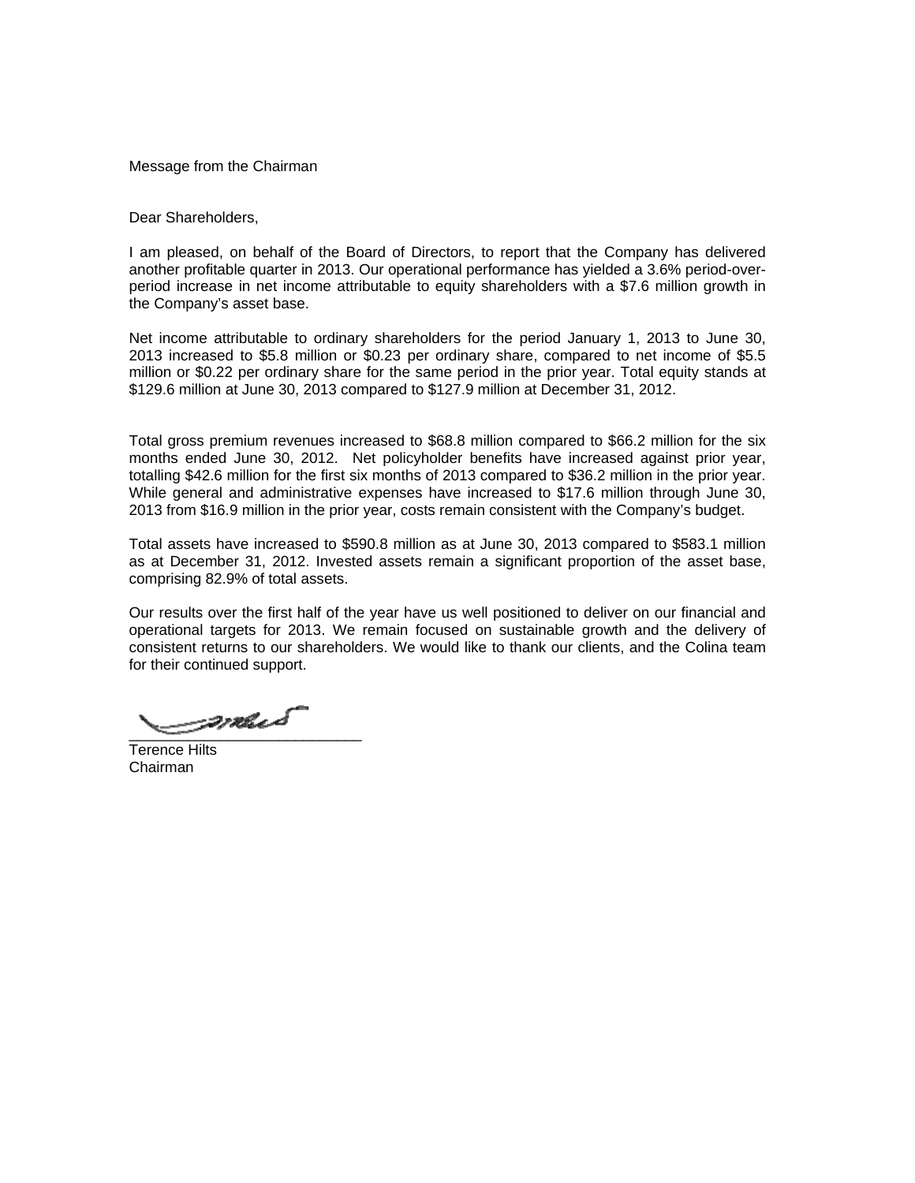Message from the Chairman

Dear Shareholders,

I am pleased, on behalf of the Board of Directors, to report that the Company has delivered another profitable quarter in 2013. Our operational performance has yielded a 3.6% period-over-period increase in net income attributable to equity shareholders with a $7.6 million growth in the Company's asset base.

Net income attributable to ordinary shareholders for the period January 1, 2013 to June 30, 2013 increased to $5.8 million or $0.23 per ordinary share, compared to net income of $5.5 million or $0.22 per ordinary share for the same period in the prior year. Total equity stands at $129.6 million at June 30, 2013 compared to $127.9 million at December 31, 2012.

Total gross premium revenues increased to $68.8 million compared to $66.2 million for the six months ended June 30, 2012. Net policyholder benefits have increased against prior year, totalling $42.6 million for the first six months of 2013 compared to $36.2 million in the prior year. While general and administrative expenses have increased to $17.6 million through June 30, 2013 from $16.9 million in the prior year, costs remain consistent with the Company's budget.

Total assets have increased to $590.8 million as at June 30, 2013 compared to $583.1 million as at December 31, 2012. Invested assets remain a significant proportion of the asset base, comprising 82.9% of total assets.

Our results over the first half of the year have us well positioned to deliver on our financial and operational targets for 2013. We remain focused on sustainable growth and the delivery of consistent returns to our shareholders. We would like to thank our clients, and the Colina team for their continued support.

Terence Hilts
Chairman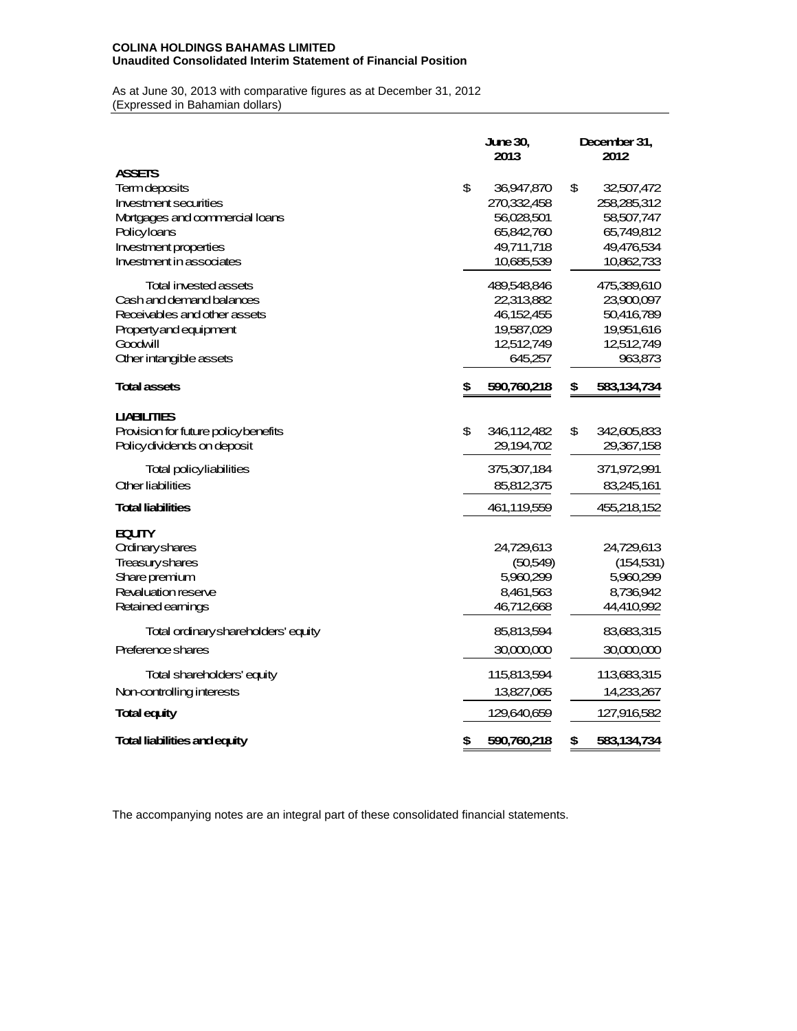**COLINA HOLDINGS BAHAMAS LIMITED**
**Unaudited Consolidated Interim Statement of Financial Position**

As at June 30, 2013 with comparative figures as at December 31, 2012
(Expressed in Bahamian dollars)

| | June 30, 2013 | December 31, 2012 |
|---|---|---|
| **ASSETS** | | |
| Term deposits | $ 36,947,870 | $ 32,507,472 |
| Investment securities | 270,332,458 | 258,285,312 |
| Mortgages and commercial loans | 56,028,501 | 58,507,747 |
| Policy loans | 65,842,760 | 65,749,812 |
| Investment properties | 49,711,718 | 49,476,534 |
| Investment in associates | 10,685,539 | 10,862,733 |
| Total invested assets | 489,548,846 | 475,389,610 |
| Cash and demand balances | 22,313,882 | 23,900,097 |
| Receivables and other assets | 46,152,455 | 50,416,789 |
| Property and equipment | 19,587,029 | 19,951,616 |
| Goodwill | 12,512,749 | 12,512,749 |
| Other intangible assets | 645,257 | 963,873 |
| **Total assets** | **$ 590,760,218** | **$ 583,134,734** |
| **LIABILITIES** | | |
| Provision for future policy benefits | $ 346,112,482 | $ 342,605,833 |
| Policy dividends on deposit | 29,194,702 | 29,367,158 |
| Total policy liabilities | 375,307,184 | 371,972,991 |
| Other liabilities | 85,812,375 | 83,245,161 |
| **Total liabilities** | 461,119,559 | 455,218,152 |
| **EQUITY** | | |
| Ordinary shares | 24,729,613 | 24,729,613 |
| Treasury shares | (50,549) | (154,531) |
| Share premium | 5,960,299 | 5,960,299 |
| Revaluation reserve | 8,461,563 | 8,736,942 |
| Retained earnings | 46,712,668 | 44,410,992 |
| Total ordinary shareholders' equity | 85,813,594 | 83,683,315 |
| Preference shares | 30,000,000 | 30,000,000 |
| Total shareholders' equity | 115,813,594 | 113,683,315 |
| Non-controlling interests | 13,827,065 | 14,233,267 |
| **Total equity** | 129,640,659 | 127,916,582 |
| **Total liabilities and equity** | **$ 590,760,218** | **$ 583,134,734** |

The accompanying notes are an integral part of these consolidated financial statements.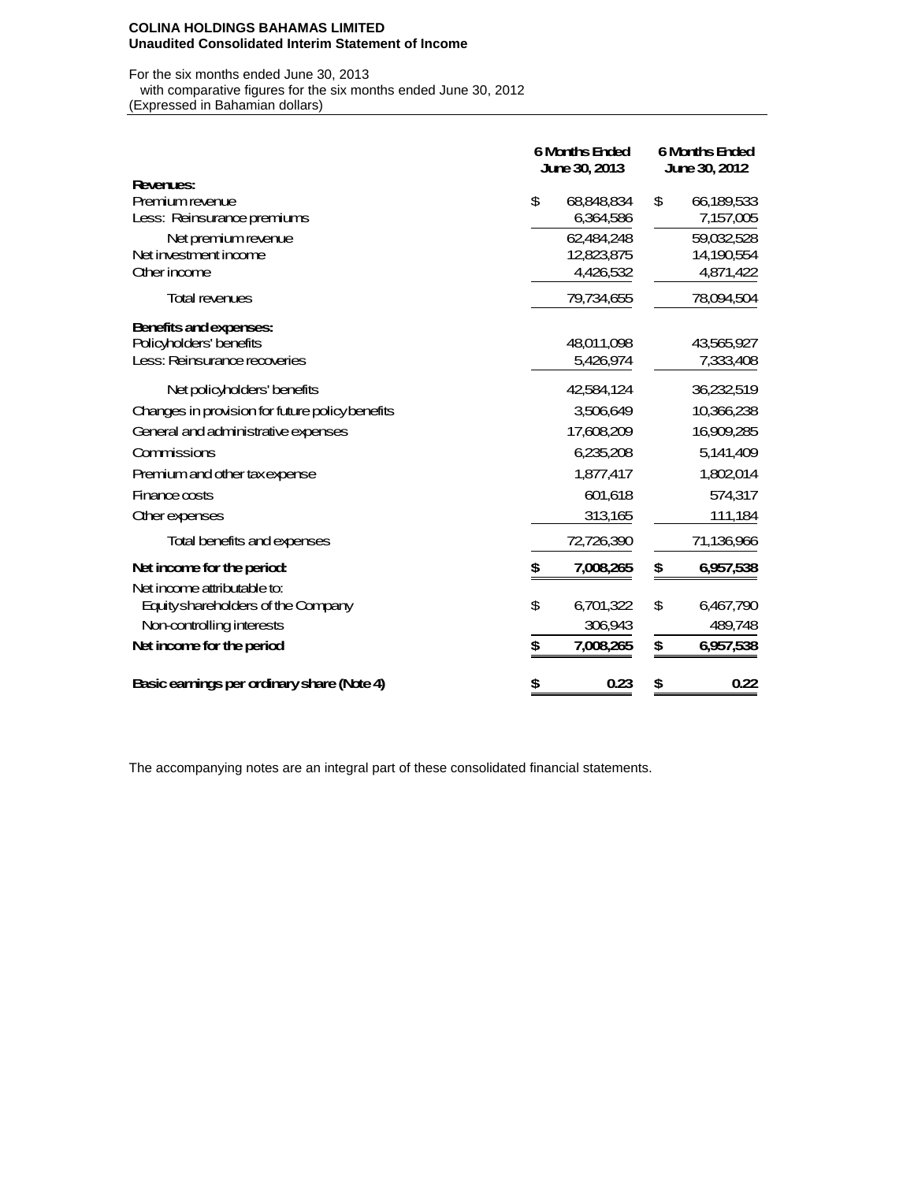**COLINA HOLDINGS BAHAMAS LIMITED**
**Unaudited Consolidated Interim Statement of Income**

For the six months ended June 30, 2013
with comparative figures for the six months ended June 30, 2012
(Expressed in Bahamian dollars)

| | 6 Months Ended June 30, 2013 | 6 Months Ended June 30, 2012 |
|---|---|---|
| **Revenues:** | | |
| Premium revenue | $ 68,848,834 | $ 66,189,533 |
| Less: Reinsurance premiums | 6,364,586 | 7,157,005 |
| Net premium revenue | 62,484,248 | 59,032,528 |
| Net investment income | 12,823,875 | 14,190,554 |
| Other income | 4,426,532 | 4,871,422 |
| Total revenues | 79,734,655 | 78,094,504 |
| **Benefits and expenses:** | | |
| Policyholders' benefits | 48,011,098 | 43,565,927 |
| Less: Reinsurance recoveries | 5,426,974 | 7,333,408 |
| Net policyholders' benefits | 42,584,124 | 36,232,519 |
| Changes in provision for future policy benefits | 3,506,649 | 10,366,238 |
| General and administrative expenses | 17,608,209 | 16,909,285 |
| Commissions | 6,235,208 | 5,141,409 |
| Premium and other tax expense | 1,877,417 | 1,802,014 |
| Finance costs | 601,618 | 574,317 |
| Other expenses | 313,165 | 111,184 |
| Total benefits and expenses | 72,726,390 | 71,136,966 |
| **Net income for the period:** | **$ 7,008,265** | **$ 6,957,538** |
| Net income attributable to: | | |
| Equity shareholders of the Company | $ 6,701,322 | $ 6,467,790 |
| Non-controlling interests | 306,943 | 489,748 |
| **Net income for the period** | **$ 7,008,265** | **$ 6,957,538** |
| **Basic earnings per ordinary share (Note 4)** | **$ 0.23** | **$ 0.22** |

The accompanying notes are an integral part of these consolidated financial statements.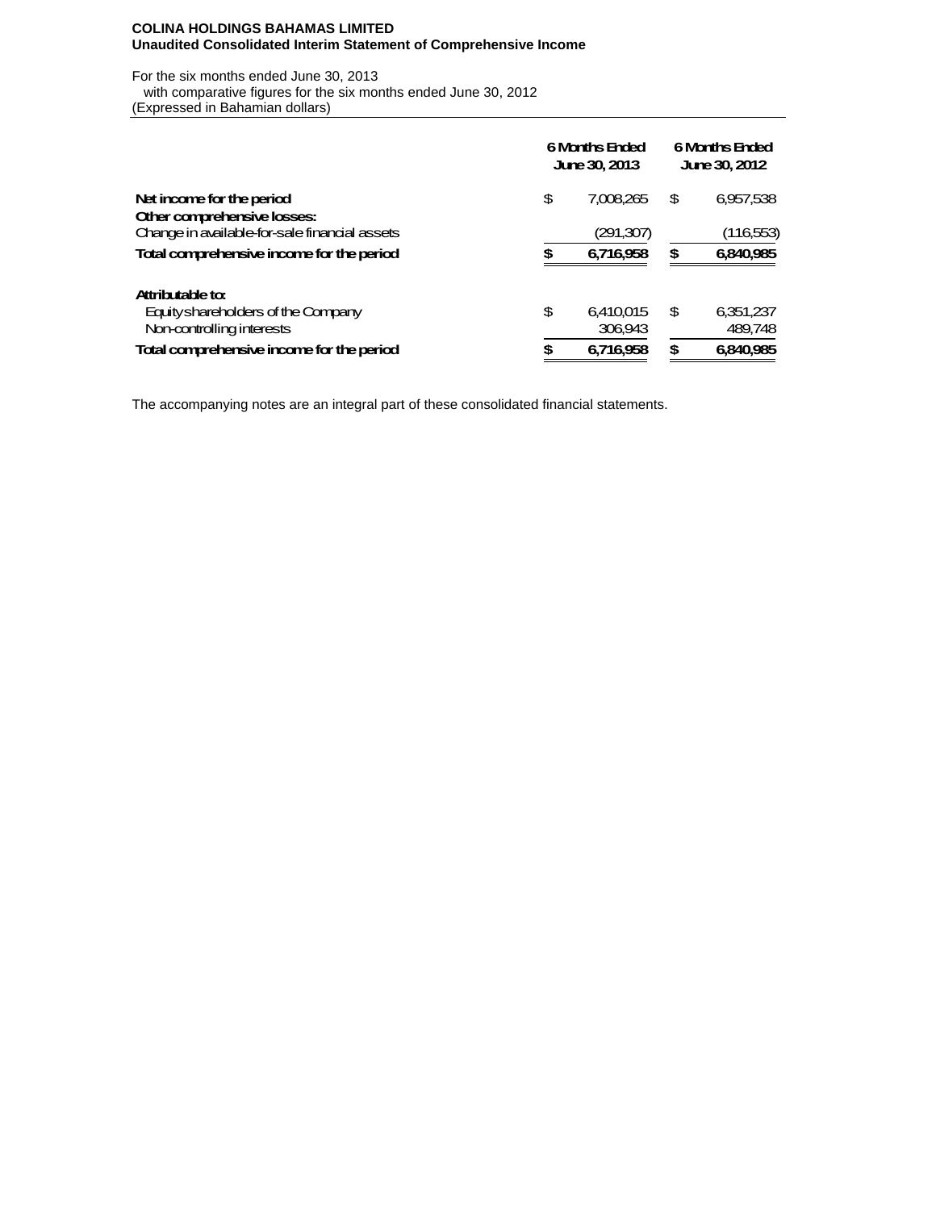**COLINA HOLDINGS BAHAMAS LIMITED**
**Unaudited Consolidated Interim Statement of Comprehensive Income**

For the six months ended June 30, 2013
with comparative figures for the six months ended June 30, 2012
(Expressed in Bahamian dollars)

| | 6 Months Ended June 30, 2013 | 6 Months Ended June 30, 2012 |
|---|---|---|
| **Net income for the period** | $ 7,008,265 | $ 6,957,538 |
| **Other comprehensive losses:** | | |
| Change in available-for-sale financial assets | (291,307) | (116,553) |
| **Total comprehensive income for the period** | **$ 6,716,958** | **$ 6,840,985** |
| | | |
| **Attributable to:** | | |
| Equity shareholders of the Company | $ 6,410,015 | $ 6,351,237 |
| Non-controlling interests | 306,943 | 489,748 |
| **Total comprehensive income for the period** | **$ 6,716,958** | **$ 6,840,985** |

The accompanying notes are an integral part of these consolidated financial statements.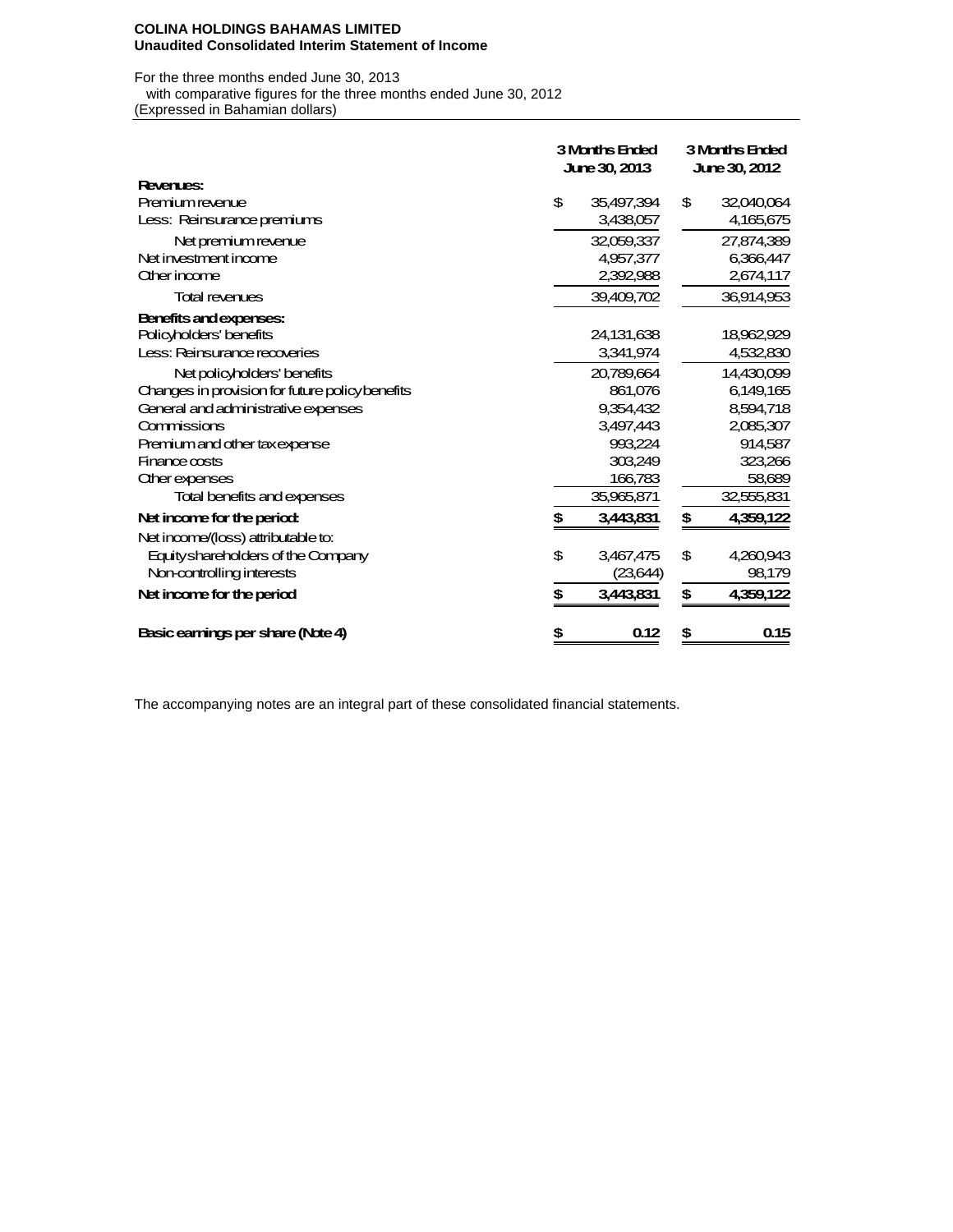**COLINA HOLDINGS BAHAMAS LIMITED**
**Unaudited Consolidated Interim Statement of Income**

For the three months ended June 30, 2013
with comparative figures for the three months ended June 30, 2012
(Expressed in Bahamian dollars)

| | 3 Months Ended June 30, 2013 | 3 Months Ended June 30, 2012 |
|---|---|---|
| **Revenues:** | | |
| Premium revenue | $ 35,497,394 | $ 32,040,064 |
| Less: Reinsurance premiums | 3,438,057 | 4,165,675 |
| Net premium revenue | 32,059,337 | 27,874,389 |
| Net investment income | 4,957,377 | 6,366,447 |
| Other income | 2,392,988 | 2,674,117 |
| Total revenues | 39,409,702 | 36,914,953 |
| **Benefits and expenses:** | | |
| Policyholders' benefits | 24,131,638 | 18,962,929 |
| Less: Reinsurance recoveries | 3,341,974 | 4,532,830 |
| Net policyholders' benefits | 20,789,664 | 14,430,099 |
| Changes in provision for future policy benefits | 861,076 | 6,149,165 |
| General and administrative expenses | 9,354,432 | 8,594,718 |
| Commissions | 3,497,443 | 2,085,307 |
| Premium and other tax expense | 993,224 | 914,587 |
| Finance costs | 303,249 | 323,266 |
| Other expenses | 166,783 | 58,689 |
| Total benefits and expenses | 35,965,871 | 32,555,831 |
| **Net income for the period:** | **$ 3,443,831** | **$ 4,359,122** |
| Net income/(loss) attributable to: | | |
| Equity shareholders of the Company | $ 3,467,475 | $ 4,260,943 |
| Non-controlling interests | (23,644) | 98,179 |
| **Net income for the period** | **$ 3,443,831** | **$ 4,359,122** |
| **Basic earnings per share (Note 4)** | **$ 0.12** | **$ 0.15** |

The accompanying notes are an integral part of these consolidated financial statements.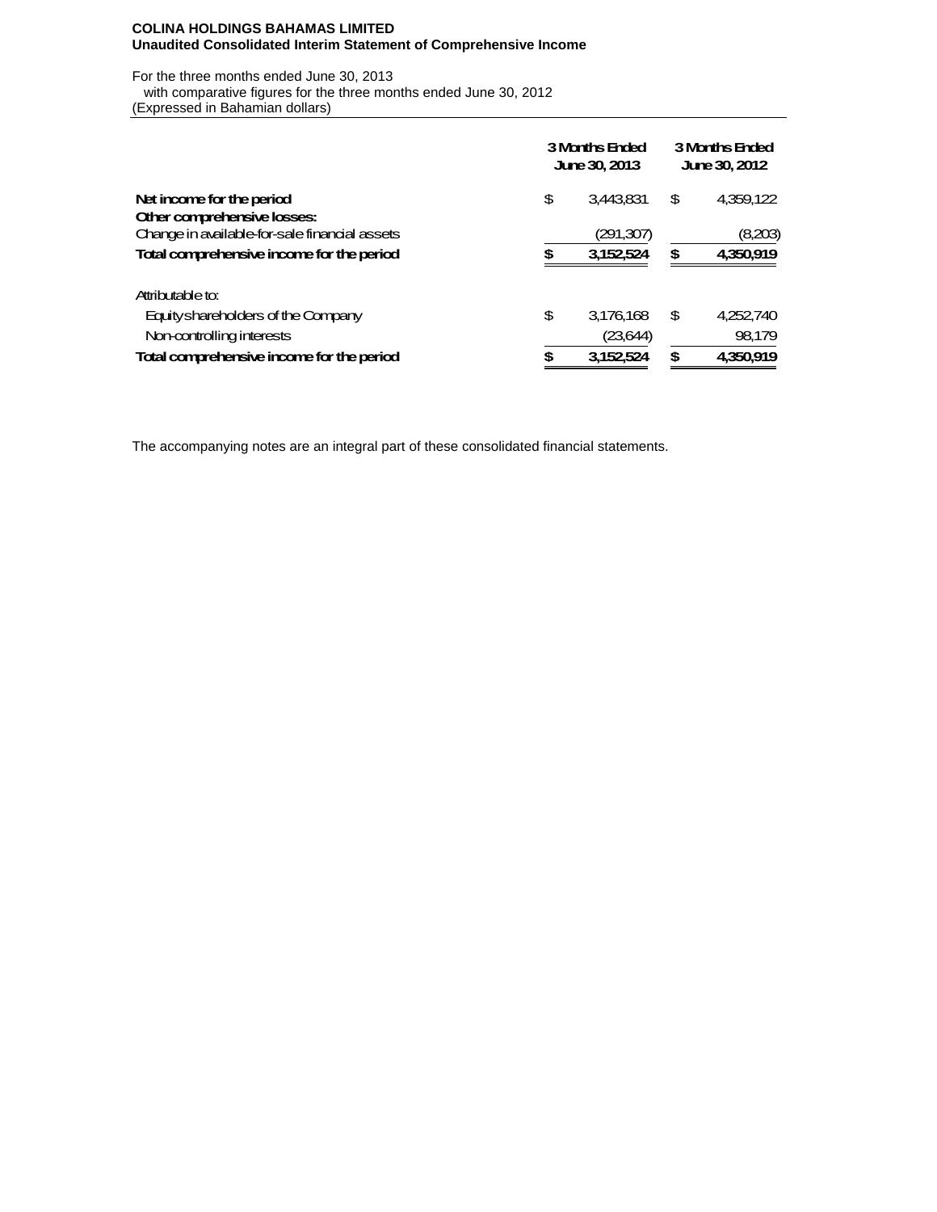**COLINA HOLDINGS BAHAMAS LIMITED**
**Unaudited Consolidated Interim Statement of Comprehensive Income**

For the three months ended June 30, 2013
with comparative figures for the three months ended June 30, 2012
(Expressed in Bahamian dollars)

| | 3 Months Ended June 30, 2013 | 3 Months Ended June 30, 2012 |
|---|---|---|
| **Net income for the period** | $ 3,443,831 | $ 4,359,122 |
| **Other comprehensive losses:** | | |
| Change in available-for-sale financial assets | (291,307) | (8,203) |
| **Total comprehensive income for the period** | **$ 3,152,524** | **$ 4,350,919** |
| | | |
| Attributable to: | | |
| Equity shareholders of the Company | $ 3,176,168 | $ 4,252,740 |
| Non-controlling interests | (23,644) | 98,179 |
| **Total comprehensive income for the period** | **$ 3,152,524** | **$ 4,350,919** |

The accompanying notes are an integral part of these consolidated financial statements.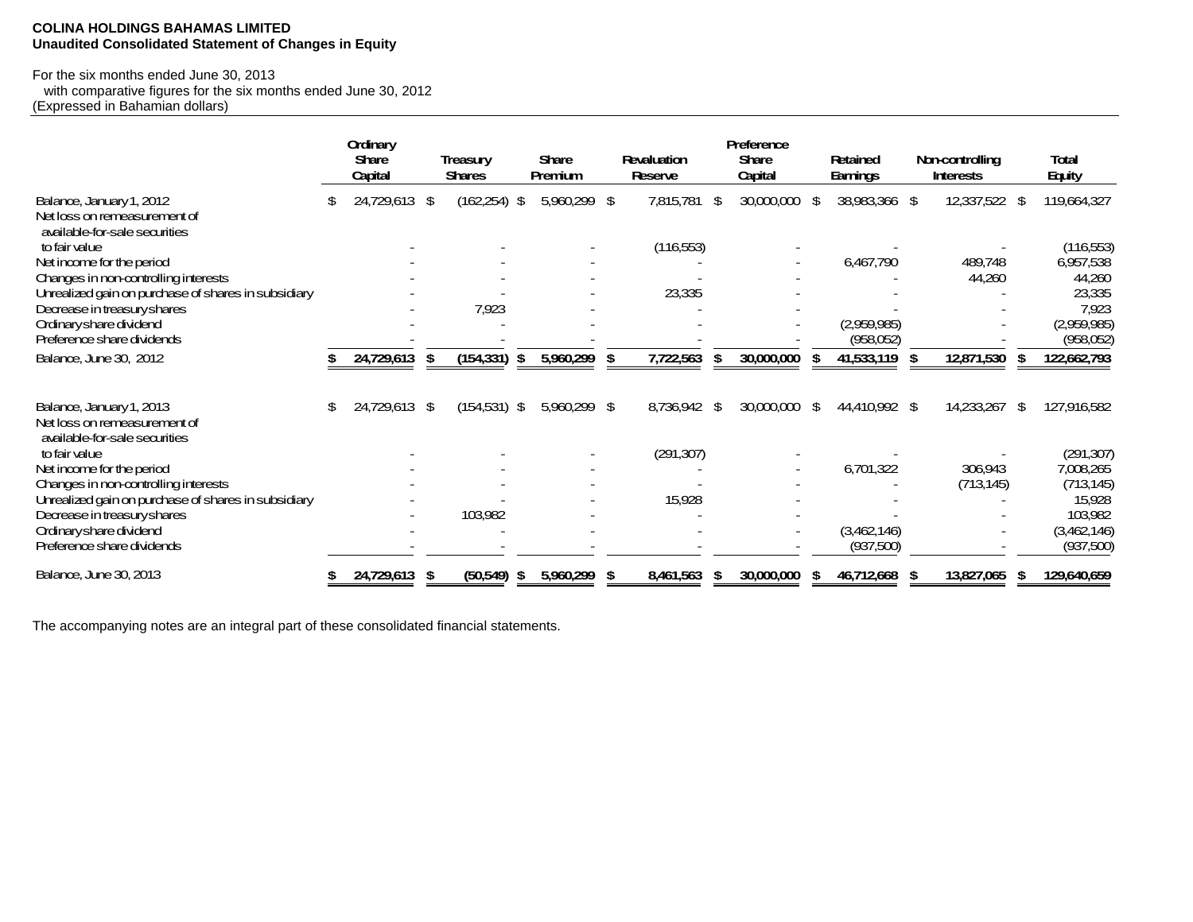**COLINA HOLDINGS BAHAMAS LIMITED**
**Unaudited Consolidated Statement of Changes in Equity**

For the six months ended June 30, 2013
with comparative figures for the six months ended June 30, 2012
(Expressed in Bahamian dollars)

| | Ordinary Share Capital | Treasury Shares | Share Premium | Revaluation Reserve | Preference Share Capital | Retained Earnings | Non-controlling Interests | Total Equity |
|---|---|---|---|---|---|---|---|---|
| Balance, January 1, 2012 | $ 24,729,613 | $ (162,254) | $ 5,960,299 | $ 7,815,781 | $ 30,000,000 | $ 38,983,366 | $ 12,337,522 | $ 119,664,327 |
| Net loss on remeasurement of available-for-sale securities to fair value | - | - | - | (116,553) | - | - | - | (116,553) |
| Net income for the period | - | - | - | - | - | 6,467,790 | 489,748 | 6,957,538 |
| Changes in non-controlling interests | - | - | - | - | - | - | 44,260 | 44,260 |
| Unrealized gain on purchase of shares in subsidiary | - | - | - | 23,335 | - | - | - | 23,335 |
| Decrease in treasury shares | - | 7,923 | - | - | - | - | - | 7,923 |
| Ordinary share dividend | - | - | - | - | - | (2,959,985) | - | (2,959,985) |
| Preference share dividends | - | - | - | - | - | (958,052) | - | (958,052) |
| **Balance, June 30, 2012** | **$ 24,729,613** | **$ (154,331)** | **$ 5,960,299** | **$ 7,722,563** | **$ 30,000,000** | **$ 41,533,119** | **$ 12,871,530** | **$ 122,662,793** |
| | | | | | | | | |
| Balance, January 1, 2013 | $ 24,729,613 | $ (154,531) | $ 5,960,299 | $ 8,736,942 | $ 30,000,000 | $ 44,410,992 | $ 14,233,267 | $ 127,916,582 |
| Net loss on remeasurement of available-for-sale securities to fair value | - | - | - | (291,307) | - | - | - | (291,307) |
| Net income for the period | - | - | - | - | - | 6,701,322 | 306,943 | 7,008,265 |
| Changes in non-controlling interests | - | - | - | - | - | - | (713,145) | (713,145) |
| Unrealized gain on purchase of shares in subsidiary | - | - | - | 15,928 | - | - | - | 15,928 |
| Decrease in treasury shares | - | 103,982 | - | - | - | - | - | 103,982 |
| Ordinary share dividend | - | - | - | - | - | (3,462,146) | - | (3,462,146) |
| Preference share dividends | - | - | - | - | - | (937,500) | - | (937,500) |
| **Balance, June 30, 2013** | **$ 24,729,613** | **$ (50,549)** | **$ 5,960,299** | **$ 8,461,563** | **$ 30,000,000** | **$ 46,712,668** | **$ 13,827,065** | **$ 129,640,659** |

The accompanying notes are an integral part of these consolidated financial statements.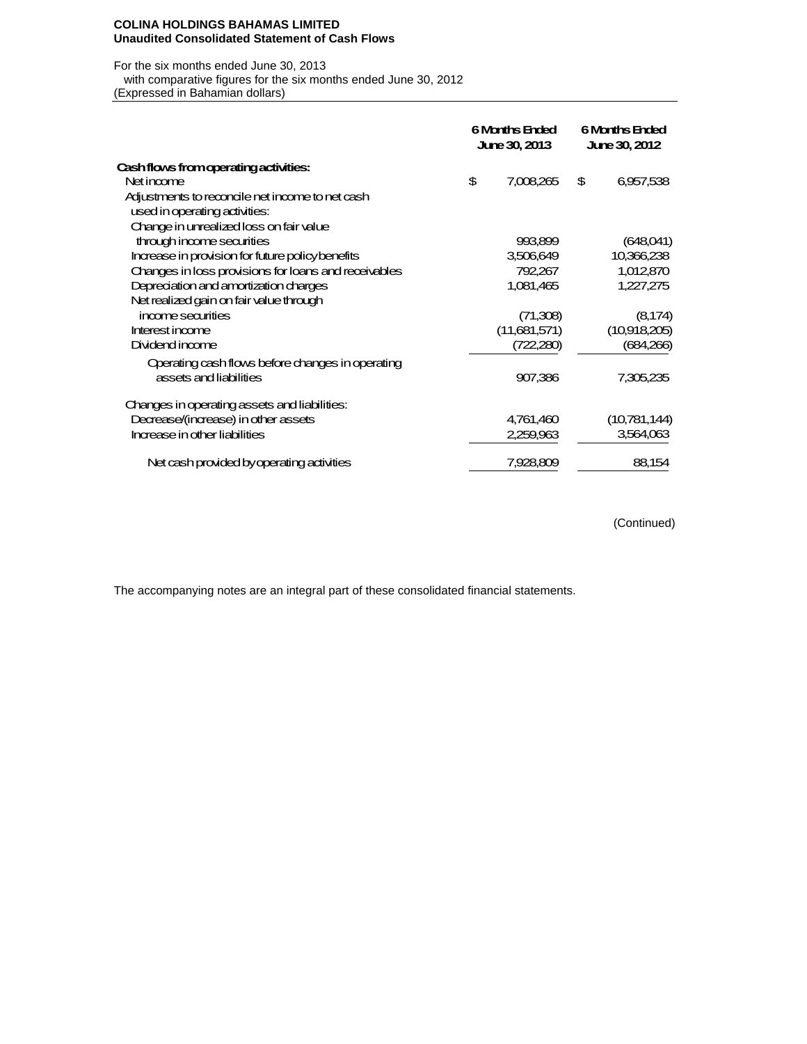**COLINA HOLDINGS BAHAMAS LIMITED**
**Unaudited Consolidated Statement of Cash Flows**

For the six months ended June 30, 2013
with comparative figures for the six months ended June 30, 2012
(Expressed in Bahamian dollars)

| | 6 Months Ended June 30, 2013 | 6 Months Ended June 30, 2012 |
|---|---|---|
| **Cash flows from operating activities:** | | |
| Net income | $ 7,008,265 | $ 6,957,538 |
| Adjustments to reconcile net income to net cash used in operating activities: | | |
| Change in unrealized loss on fair value through income securities | 993,899 | (648,041) |
| Increase in provision for future policy benefits | 3,506,649 | 10,366,238 |
| Changes in loss provisions for loans and receivables | 792,267 | 1,012,870 |
| Depreciation and amortization charges | 1,081,465 | 1,227,275 |
| Net realized gain on fair value through income securities | (71,308) | (8,174) |
| Interest income | (11,681,571) | (10,918,205) |
| Dividend income | (722,280) | (684,266) |
| Operating cash flows before changes in operating assets and liabilities | 907,386 | 7,305,235 |
| Changes in operating assets and liabilities: | | |
| Decrease/(increase) in other assets | 4,761,460 | (10,781,144) |
| Increase in other liabilities | 2,259,963 | 3,564,063 |
| Net cash provided by operating activities | 7,928,809 | 88,154 |

(Continued)

The accompanying notes are an integral part of these consolidated financial statements.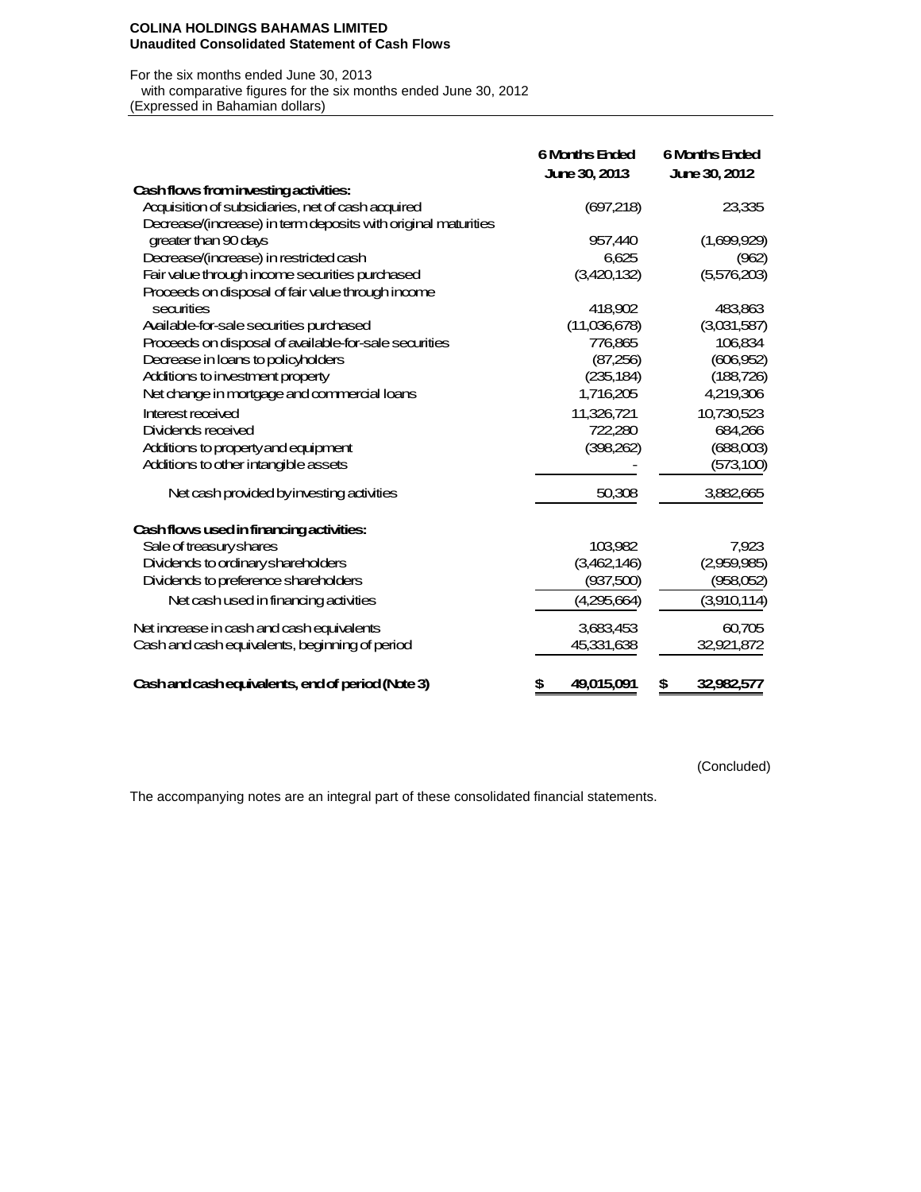**COLINA HOLDINGS BAHAMAS LIMITED**
**Unaudited Consolidated Statement of Cash Flows**

For the six months ended June 30, 2013
with comparative figures for the six months ended June 30, 2012
(Expressed in Bahamian dollars)

| | 6 Months Ended June 30, 2013 | 6 Months Ended June 30, 2012 |
|---|---|---|
| **Cash flows from investing activities:** | | |
| Acquisition of subsidiaries, net of cash acquired | (697,218) | 23,335 |
| Decrease/(increase) in term deposits with original maturities greater than 90 days | 957,440 | (1,699,929) |
| Decrease/(increase) in restricted cash | 6,625 | (962) |
| Fair value through income securities purchased | (3,420,132) | (5,576,203) |
| Proceeds on disposal of fair value through income securities | 418,902 | 483,863 |
| Available-for-sale securities purchased | (11,036,678) | (3,031,587) |
| Proceeds on disposal of available-for-sale securities | 776,865 | 106,834 |
| Decrease in loans to policyholders | (87,256) | (606,952) |
| Additions to investment property | (235,184) | (188,726) |
| Net change in mortgage and commercial loans | 1,716,205 | 4,219,306 |
| Interest received | 11,326,721 | 10,730,523 |
| Dividends received | 722,280 | 684,266 |
| Additions to property and equipment | (398,262) | (688,003) |
| Additions to other intangible assets | - | (573,100) |
| Net cash provided by investing activities | 50,308 | 3,882,665 |
| **Cash flows used in financing activities:** | | |
| Sale of treasury shares | 103,982 | 7,923 |
| Dividends to ordinary shareholders | (3,462,146) | (2,959,985) |
| Dividends to preference shareholders | (937,500) | (958,052) |
| Net cash used in financing activities | (4,295,664) | (3,910,114) |
| Net increase in cash and cash equivalents | 3,683,453 | 60,705 |
| Cash and cash equivalents, beginning of period | 45,331,638 | 32,921,872 |
| **Cash and cash equivalents, end of period (Note 3)** | **$ 49,015,091** | **$ 32,982,577** |

(Concluded)

The accompanying notes are an integral part of these consolidated financial statements.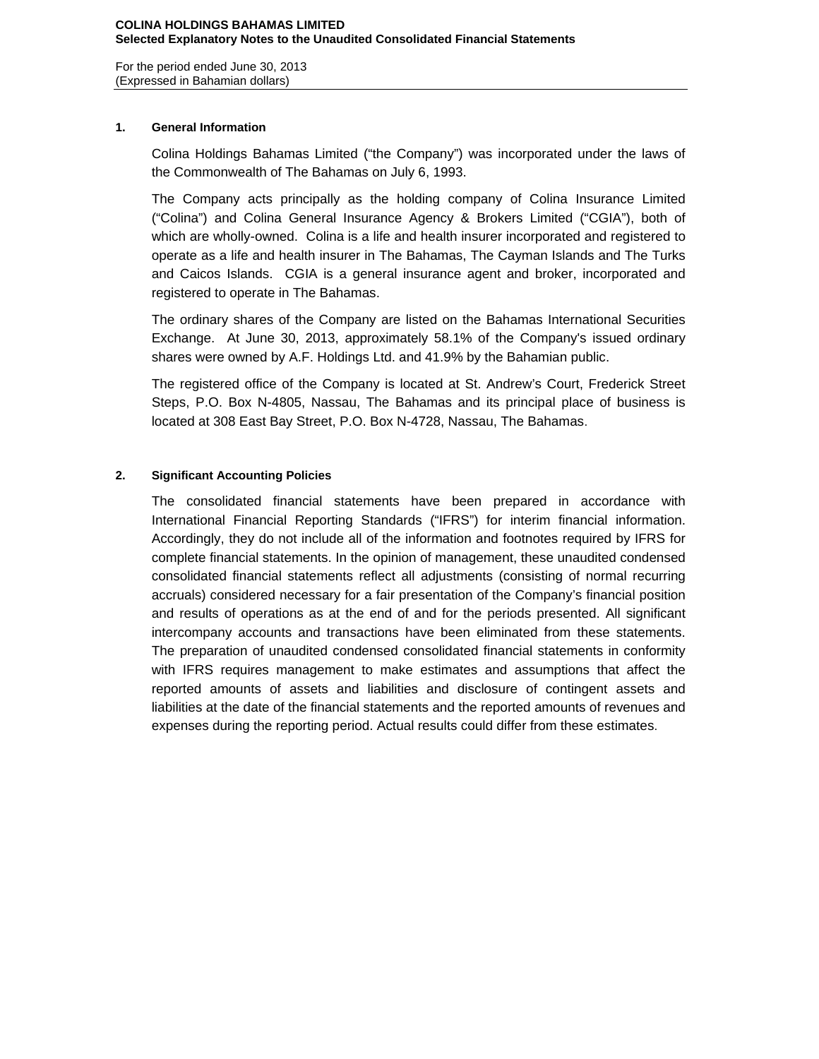**COLINA HOLDINGS BAHAMAS LIMITED**
**Selected Explanatory Notes to the Unaudited Consolidated Financial Statements**

For the period ended June 30, 2013
(Expressed in Bahamian dollars)

## 1. General Information

Colina Holdings Bahamas Limited ("the Company") was incorporated under the laws of the Commonwealth of The Bahamas on July 6, 1993.

The Company acts principally as the holding company of Colina Insurance Limited ("Colina") and Colina General Insurance Agency & Brokers Limited ("CGIA"), both of which are wholly-owned. Colina is a life and health insurer incorporated and registered to operate as a life and health insurer in The Bahamas, The Cayman Islands and The Turks and Caicos Islands. CGIA is a general insurance agent and broker, incorporated and registered to operate in The Bahamas.

The ordinary shares of the Company are listed on the Bahamas International Securities Exchange. At June 30, 2013, approximately 58.1% of the Company's issued ordinary shares were owned by A.F. Holdings Ltd. and 41.9% by the Bahamian public.

The registered office of the Company is located at St. Andrew's Court, Frederick Street Steps, P.O. Box N-4805, Nassau, The Bahamas and its principal place of business is located at 308 East Bay Street, P.O. Box N-4728, Nassau, The Bahamas.

## 2. Significant Accounting Policies

The consolidated financial statements have been prepared in accordance with International Financial Reporting Standards ("IFRS") for interim financial information. Accordingly, they do not include all of the information and footnotes required by IFRS for complete financial statements. In the opinion of management, these unaudited condensed consolidated financial statements reflect all adjustments (consisting of normal recurring accruals) considered necessary for a fair presentation of the Company's financial position and results of operations as at the end of and for the periods presented. All significant intercompany accounts and transactions have been eliminated from these statements. The preparation of unaudited condensed consolidated financial statements in conformity with IFRS requires management to make estimates and assumptions that affect the reported amounts of assets and liabilities and disclosure of contingent assets and liabilities at the date of the financial statements and the reported amounts of revenues and expenses during the reporting period. Actual results could differ from these estimates.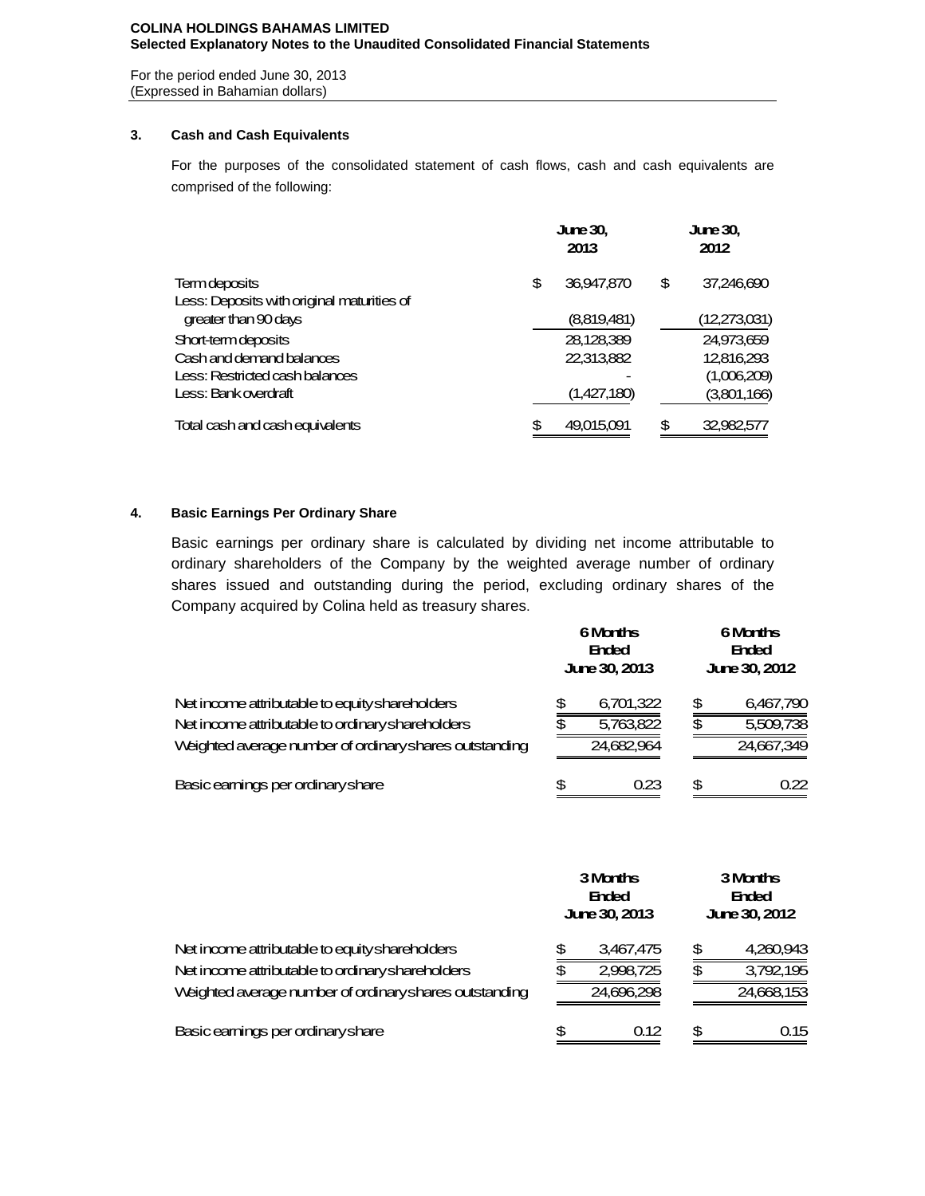**COLINA HOLDINGS BAHAMAS LIMITED**
**Selected Explanatory Notes to the Unaudited Consolidated Financial Statements**

For the period ended June 30, 2013
(Expressed in Bahamian dollars)

### 3. Cash and Cash Equivalents

For the purposes of the consolidated statement of cash flows, cash and cash equivalents are comprised of the following:

| | June 30, 2013 | June 30, 2012 |
|---|---|---|
| Term deposits | $ 36,947,870 | $ 37,246,690 |
| Less: Deposits with original maturities of greater than 90 days | (8,819,481) | (12,273,031) |
| Short-term deposits | 28,128,389 | 24,973,659 |
| Cash and demand balances | 22,313,882 | 12,816,293 |
| Less: Restricted cash balances | - | (1,006,209) |
| Less: Bank overdraft | (1,427,180) | (3,801,166) |
| Total cash and cash equivalents | $ 49,015,091 | $ 32,982,577 |

### 4. Basic Earnings Per Ordinary Share

Basic earnings per ordinary share is calculated by dividing net income attributable to ordinary shareholders of the Company by the weighted average number of ordinary shares issued and outstanding during the period, excluding ordinary shares of the Company acquired by Colina held as treasury shares.

| | 6 Months Ended June 30, 2013 | 6 Months Ended June 30, 2012 |
|---|---|---|
| Net income attributable to equity shareholders | $ 6,701,322 | $ 6,467,790 |
| Net income attributable to ordinary shareholders | $ 5,763,822 | $ 5,509,738 |
| Weighted average number of ordinary shares outstanding | 24,682,964 | 24,667,349 |
| Basic earnings per ordinary share | $ 0.23 | $ 0.22 |

| | 3 Months Ended June 30, 2013 | 3 Months Ended June 30, 2012 |
|---|---|---|
| Net income attributable to equity shareholders | $ 3,467,475 | $ 4,260,943 |
| Net income attributable to ordinary shareholders | $ 2,998,725 | $ 3,792,195 |
| Weighted average number of ordinary shares outstanding | 24,696,298 | 24,668,153 |
| Basic earnings per ordinary share | $ 0.12 | $ 0.15 |